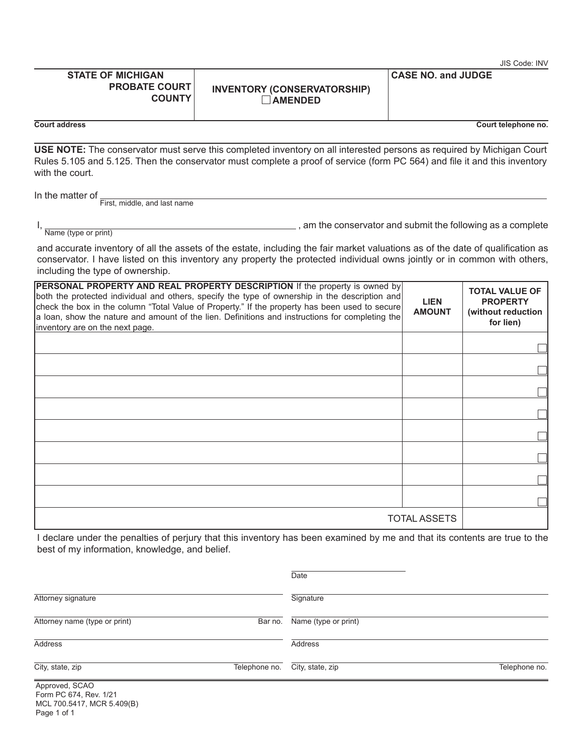JIS Code: INV

| STATE OF MICHIGAN PROBATE COURT COUNTY | INVENTORY (CONSERVATORSHIP) ☐ AMENDED | CASE NO. and JUDGE |
|---|---|---|

Court address | Court telephone no.

**USE NOTE:** The conservator must serve this completed inventory on all interested persons as required by Michigan Court Rules 5.105 and 5.125. Then the conservator must complete a proof of service (form PC 564) and file it and this inventory with the court.

In the matter of ______________________________________________
First, middle, and last name

I, ______________________________________________ , am the conservator and submit the following as a complete
Name (type or print)

and accurate inventory of all the assets of the estate, including the fair market valuations as of the date of qualification as conservator. I have listed on this inventory any property the protected individual owns jointly or in common with others, including the type of ownership.

| **PERSONAL PROPERTY AND REAL PROPERTY DESCRIPTION** If the property is owned by both the protected individual and others, specify the type of ownership in the description and check the box in the column "Total Value of Property." If the property has been used to secure a loan, show the nature and amount of the lien. Definitions and instructions for completing the inventory are on the next page. | **LIEN AMOUNT** | **TOTAL VALUE OF PROPERTY (without reduction for lien)** |
|---|---|---|
| | | ☐ |
| | | ☐ |
| | | ☐ |
| | | ☐ |
| | | ☐ |
| | | ☐ |
| | | ☐ |
| | | ☐ |
| | TOTAL ASSETS | |

I declare under the penalties of perjury that this inventory has been examined by me and that its contents are true to the best of my information, knowledge, and belief.

| | |
|---|---|
| | Date |
| Attorney signature | Signature |
| Attorney name (type or print) Bar no. | Name (type or print) |
| Address | Address |
| City, state, zip Telephone no. | City, state, zip Telephone no. |

Approved, SCAO
Form PC 674, Rev. 1/21
MCL 700.5417, MCR 5.409(B)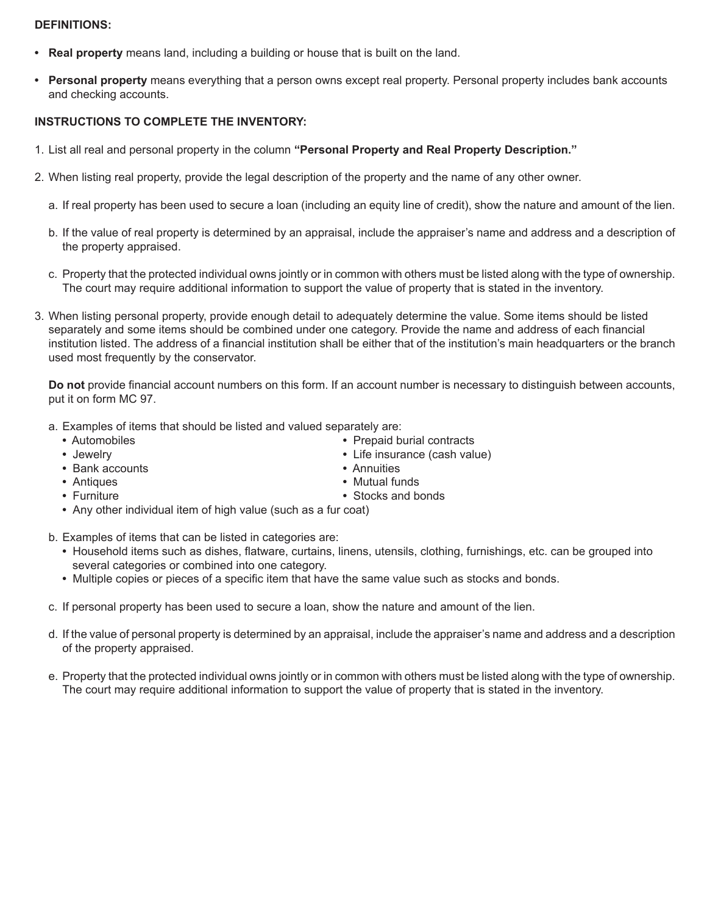**DEFINITIONS:**

- **Real property** means land, including a building or house that is built on the land.
- **Personal property** means everything that a person owns except real property. Personal property includes bank accounts and checking accounts.

**INSTRUCTIONS TO COMPLETE THE INVENTORY:**

1. List all real and personal property in the column **"Personal Property and Real Property Description."**

2. When listing real property, provide the legal description of the property and the name of any other owner.

   a. If real property has been used to secure a loan (including an equity line of credit), show the nature and amount of the lien.

   b. If the value of real property is determined by an appraisal, include the appraiser's name and address and a description of the property appraised.

   c. Property that the protected individual owns jointly or in common with others must be listed along with the type of ownership. The court may require additional information to support the value of property that is stated in the inventory.

3. When listing personal property, provide enough detail to adequately determine the value. Some items should be listed separately and some items should be combined under one category. Provide the name and address of each financial institution listed. The address of a financial institution shall be either that of the institution's main headquarters or the branch used most frequently by the conservator.

   **Do not** provide financial account numbers on this form. If an account number is necessary to distinguish between accounts, put it on form MC 97.

   a. Examples of items that should be listed and valued separately are:
      - Automobiles
      - Jewelry
      - Bank accounts
      - Antiques
      - Furniture
      - Prepaid burial contracts
      - Life insurance (cash value)
      - Annuities
      - Mutual funds
      - Stocks and bonds
      - Any other individual item of high value (such as a fur coat)

   b. Examples of items that can be listed in categories are:
      - Household items such as dishes, flatware, curtains, linens, utensils, clothing, furnishings, etc. can be grouped into several categories or combined into one category.
      - Multiple copies or pieces of a specific item that have the same value such as stocks and bonds.

   c. If personal property has been used to secure a loan, show the nature and amount of the lien.

   d. If the value of personal property is determined by an appraisal, include the appraiser's name and address and a description of the property appraised.

   e. Property that the protected individual owns jointly or in common with others must be listed along with the type of ownership. The court may require additional information to support the value of property that is stated in the inventory.